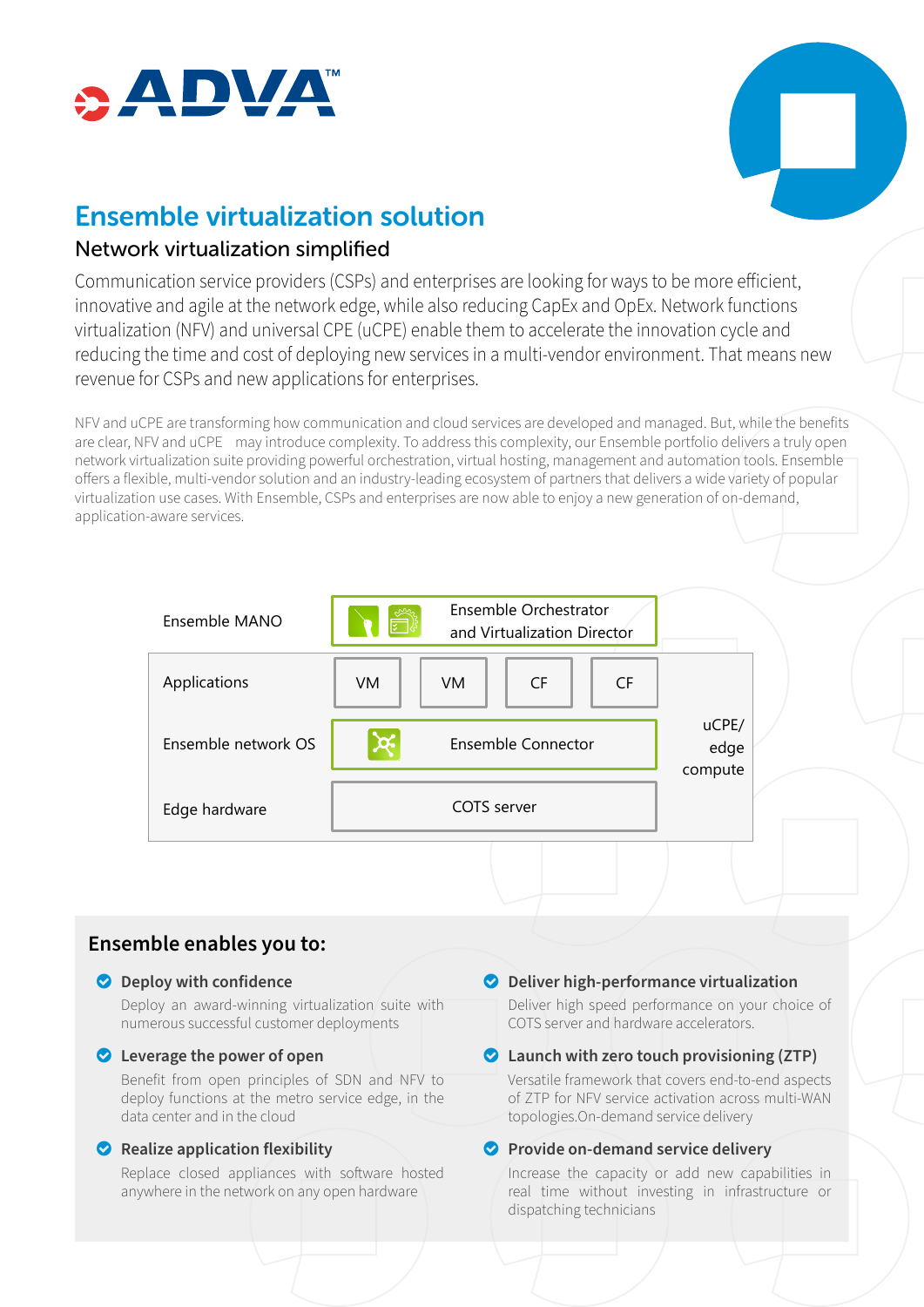# Ensemble virtualization solution

## Network virtualization simplified

Communication service providers (CSPs) and enterprises are looking for ways to be more efficient, innovative and agile at the network edge, while also reducing CapEx and OpEx. Network functions virtualization (NFV) and universal CPE (uCPE) enable them to accelerate the innovation cycle and reducing the time and cost of deploying new services in a multi-vendor environment. That means new revenue for CSPs and new applications for enterprises.

NFV and uCPE are transforming how communication and cloud services are developed and managed. But, while the benefits are clear, NFV and uCPE may introduce complexity. To address this complexity, our Ensemble portfolio delivers a truly open network virtualization suite providing powerful orchestration, virtual hosting, management and automation tools. Ensemble offers a flexible, multi-vendor solution and an industry-leading ecosystem of partners that delivers a wide variety of popular virtualization use cases. With Ensemble, CSPs and enterprises are now able to enjoy a new generation of on-demand, application-aware services.

| Layer | Components | | | | |
|---|---|---|---|---|---|
| Ensemble MANO | Ensemble Orchestrator and Virtualization Director | | | | |
| Applications | VM | VM | CF | CF | uCPE/ edge compute |
| Ensemble network OS | Ensemble Connector | | | | |
| Edge hardware | COTS server | | | | |

## Ensemble enables you to:

- **Deploy with confidence**
  Deploy an award-winning virtualization suite with numerous successful customer deployments
- **Leverage the power of open**
  Benefit from open principles of SDN and NFV to deploy functions at the metro service edge, in the data center and in the cloud
- **Realize application flexibility**
  Replace closed appliances with software hosted anywhere in the network on any open hardware
- **Deliver high-performance virtualization**
  Deliver high speed performance on your choice of COTS server and hardware accelerators.
- **Launch with zero touch provisioning (ZTP)**
  Versatile framework that covers end-to-end aspects of ZTP for NFV service activation across multi-WAN topologies.On-demand service delivery
- **Provide on-demand service delivery**
  Increase the capacity or add new capabilities in real time without investing in infrastructure or dispatching technicians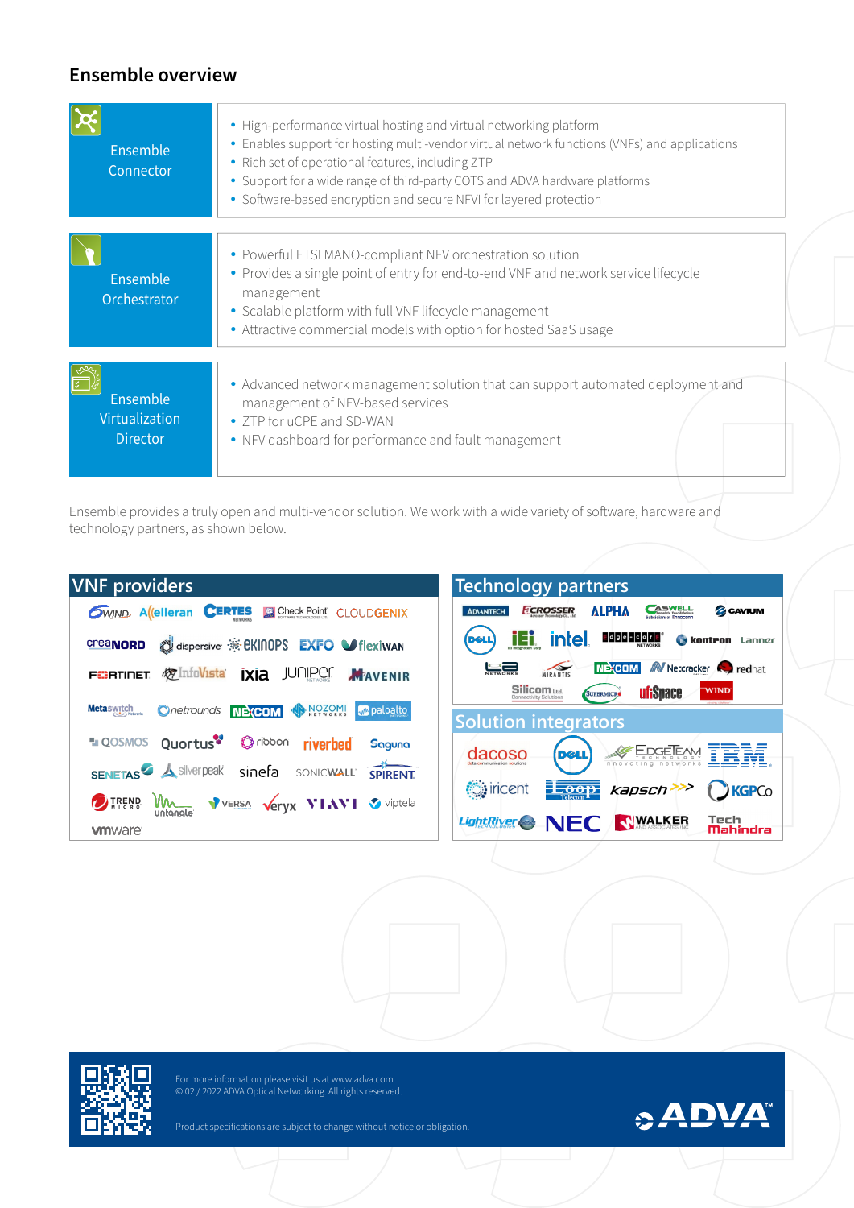## Ensemble overview

**Ensemble Connector**

- High-performance virtual hosting and virtual networking platform
- Enables support for hosting multi-vendor virtual network functions (VNFs) and applications
- Rich set of operational features, including ZTP
- Support for a wide range of third-party COTS and ADVA hardware platforms
- Software-based encryption and secure NFVI for layered protection

**Ensemble Orchestrator**

- Powerful ETSI MANO-compliant NFV orchestration solution
- Provides a single point of entry for end-to-end VNF and network service lifecycle management
- Scalable platform with full VNF lifecycle management
- Attractive commercial models with option for hosted SaaS usage

**Ensemble Virtualization Director**

- Advanced network management solution that can support automated deployment and management of NFV-based services
- ZTP for uCPE and SD-WAN
- NFV dashboard for performance and fault management

Ensemble provides a truly open and multi-vendor solution. We work with a wide variety of software, hardware and technology partners, as shown below.

### VNF providers

6WIND, Allelleran, CERTES Networks, Check Point, CLOUDGENIX, creaNORD, dispersive, EKINOPS, EXFO, flexiWAN, FORTINET, InfoVista, ixia, JUNIPER Networks, MAVENIR, Metaswitch Networks, netrounds, NEXCOM, NOZOMI Networks, paloalto networks, QOSMOS, Quortus, ribbon, riverbed, Saguna, SENETAS, silver peak, sinefa, SONICWALL, SPIRENT, TREND MICRO, untangle, VERSA, Veryx, VIAVI, viptela, vmware

### Technology partners

ADVANTECH, CROSSER, ALPHA, CASWELL, CAVIUM, DELL, IEI, intel, edgecore Networks, kontron, Lanner, LR Networks, MIRANTIS, NEXCOM, Netcracker, redhat, Silicom Ltd., SUPERMICRO, ufiSpace, WIND

### Solution integrators

dacoso, DELL, EDGETEAM, IBM, iricent, Loop Telecom, kapsch, KGPCo, LightRiver Technologies, NEC, WALKER, Tech Mahindra

For more information please visit us at www.adva.com
© 02 / 2022 ADVA Optical Networking. All rights reserved.

Product specifications are subject to change without notice or obligation.

ADVA